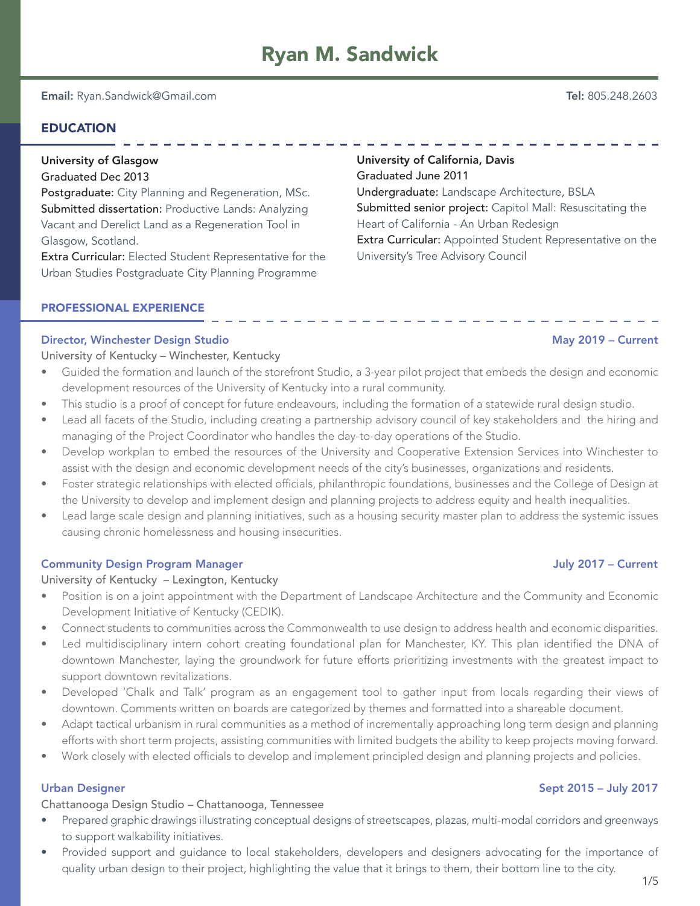# Ryan M. Sandwick

**Email:** Ryan.Sandwick@Gmail.com **Tel:** 805.248.2603

## EDUCATION

**University of Glasgow**
Graduated Dec 2013
**Postgraduate:** City Planning and Regeneration, MSc.
**Submitted dissertation:** Productive Lands: Analyzing Vacant and Derelict Land as a Regeneration Tool in Glasgow, Scotland.
**Extra Curricular:** Elected Student Representative for the Urban Studies Postgraduate City Planning Programme

**University of California, Davis**
Graduated June 2011
**Undergraduate:** Landscape Architecture, BSLA
**Submitted senior project:** Capitol Mall: Resuscitating the Heart of California - An Urban Redesign
**Extra Curricular:** Appointed Student Representative on the University's Tree Advisory Council

## PROFESSIONAL EXPERIENCE

### Director, Winchester Design Studio — May 2019 – Current

University of Kentucky – Winchester, Kentucky

- Guided the formation and launch of the storefront Studio, a 3-year pilot project that embeds the design and economic development resources of the University of Kentucky into a rural community.
- This studio is a proof of concept for future endeavours, including the formation of a statewide rural design studio.
- Lead all facets of the Studio, including creating a partnership advisory council of key stakeholders and the hiring and managing of the Project Coordinator who handles the day-to-day operations of the Studio.
- Develop workplan to embed the resources of the University and Cooperative Extension Services into Winchester to assist with the design and economic development needs of the city's businesses, organizations and residents.
- Foster strategic relationships with elected officials, philanthropic foundations, businesses and the College of Design at the University to develop and implement design and planning projects to address equity and health inequalities.
- Lead large scale design and planning initiatives, such as a housing security master plan to address the systemic issues causing chronic homelessness and housing insecurities.

### Community Design Program Manager — July 2017 – Current

University of Kentucky – Lexington, Kentucky

- Position is on a joint appointment with the Department of Landscape Architecture and the Community and Economic Development Initiative of Kentucky (CEDIK).
- Connect students to communities across the Commonwealth to use design to address health and economic disparities.
- Led multidisciplinary intern cohort creating foundational plan for Manchester, KY. This plan identified the DNA of downtown Manchester, laying the groundwork for future efforts prioritizing investments with the greatest impact to support downtown revitalizations.
- Developed 'Chalk and Talk' program as an engagement tool to gather input from locals regarding their views of downtown. Comments written on boards are categorized by themes and formatted into a shareable document.
- Adapt tactical urbanism in rural communities as a method of incrementally approaching long term design and planning efforts with short term projects, assisting communities with limited budgets the ability to keep projects moving forward.
- Work closely with elected officials to develop and implement principled design and planning projects and policies.

### Urban Designer — Sept 2015 – July 2017

Chattanooga Design Studio – Chattanooga, Tennessee

- Prepared graphic drawings illustrating conceptual designs of streetscapes, plazas, multi-modal corridors and greenways to support walkability initiatives.
- Provided support and guidance to local stakeholders, developers and designers advocating for the importance of quality urban design to their project, highlighting the value that it brings to them, their bottom line to the city.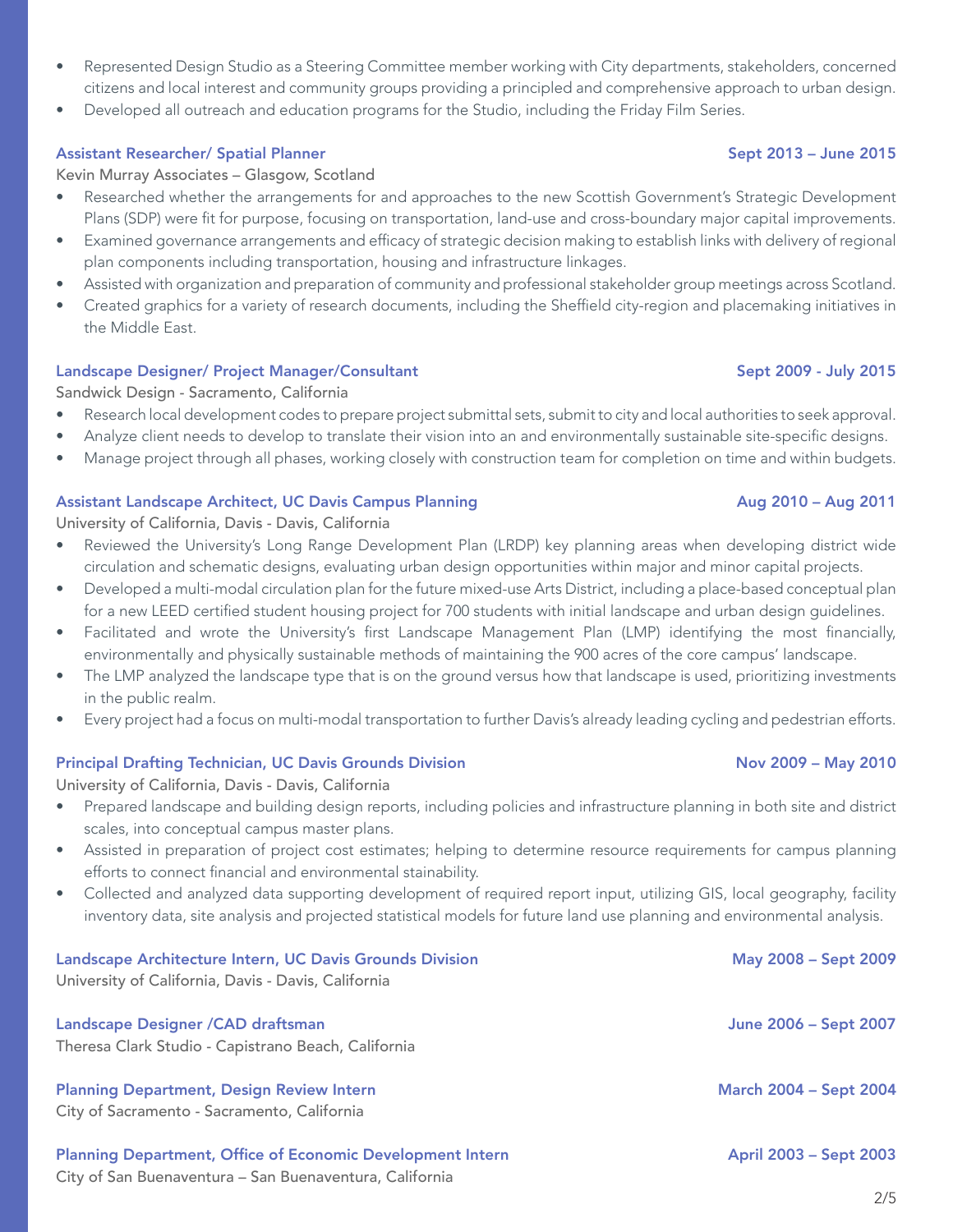- Represented Design Studio as a Steering Committee member working with City departments, stakeholders, concerned citizens and local interest and community groups providing a principled and comprehensive approach to urban design.
- Developed all outreach and education programs for the Studio, including the Friday Film Series.

### Assistant Researcher/ Spatial Planner — Sept 2013 – June 2015

Kevin Murray Associates – Glasgow, Scotland

- Researched whether the arrangements for and approaches to the new Scottish Government's Strategic Development Plans (SDP) were fit for purpose, focusing on transportation, land-use and cross-boundary major capital improvements.
- Examined governance arrangements and efficacy of strategic decision making to establish links with delivery of regional plan components including transportation, housing and infrastructure linkages.
- Assisted with organization and preparation of community and professional stakeholder group meetings across Scotland.
- Created graphics for a variety of research documents, including the Sheffield city-region and placemaking initiatives in the Middle East.

### Landscape Designer/ Project Manager/Consultant — Sept 2009 - July 2015

Sandwick Design - Sacramento, California

- Research local development codes to prepare project submittal sets, submit to city and local authorities to seek approval.
- Analyze client needs to develop to translate their vision into an and environmentally sustainable site-specific designs.
- Manage project through all phases, working closely with construction team for completion on time and within budgets.

### Assistant Landscape Architect, UC Davis Campus Planning — Aug 2010 – Aug 2011

University of California, Davis - Davis, California

- Reviewed the University's Long Range Development Plan (LRDP) key planning areas when developing district wide circulation and schematic designs, evaluating urban design opportunities within major and minor capital projects.
- Developed a multi-modal circulation plan for the future mixed-use Arts District, including a place-based conceptual plan for a new LEED certified student housing project for 700 students with initial landscape and urban design guidelines.
- Facilitated and wrote the University's first Landscape Management Plan (LMP) identifying the most financially, environmentally and physically sustainable methods of maintaining the 900 acres of the core campus' landscape.
- The LMP analyzed the landscape type that is on the ground versus how that landscape is used, prioritizing investments in the public realm.
- Every project had a focus on multi-modal transportation to further Davis's already leading cycling and pedestrian efforts.

### Principal Drafting Technician, UC Davis Grounds Division — Nov 2009 – May 2010

University of California, Davis - Davis, California

- Prepared landscape and building design reports, including policies and infrastructure planning in both site and district scales, into conceptual campus master plans.
- Assisted in preparation of project cost estimates; helping to determine resource requirements for campus planning efforts to connect financial and environmental stainability.
- Collected and analyzed data supporting development of required report input, utilizing GIS, local geography, facility inventory data, site analysis and projected statistical models for future land use planning and environmental analysis.

### Landscape Architecture Intern, UC Davis Grounds Division — May 2008 – Sept 2009

University of California, Davis - Davis, California

### Landscape Designer /CAD draftsman — June 2006 – Sept 2007

Theresa Clark Studio - Capistrano Beach, California

### Planning Department, Design Review Intern — March 2004 – Sept 2004

City of Sacramento - Sacramento, California

### Planning Department, Office of Economic Development Intern — April 2003 – Sept 2003

City of San Buenaventura – San Buenaventura, California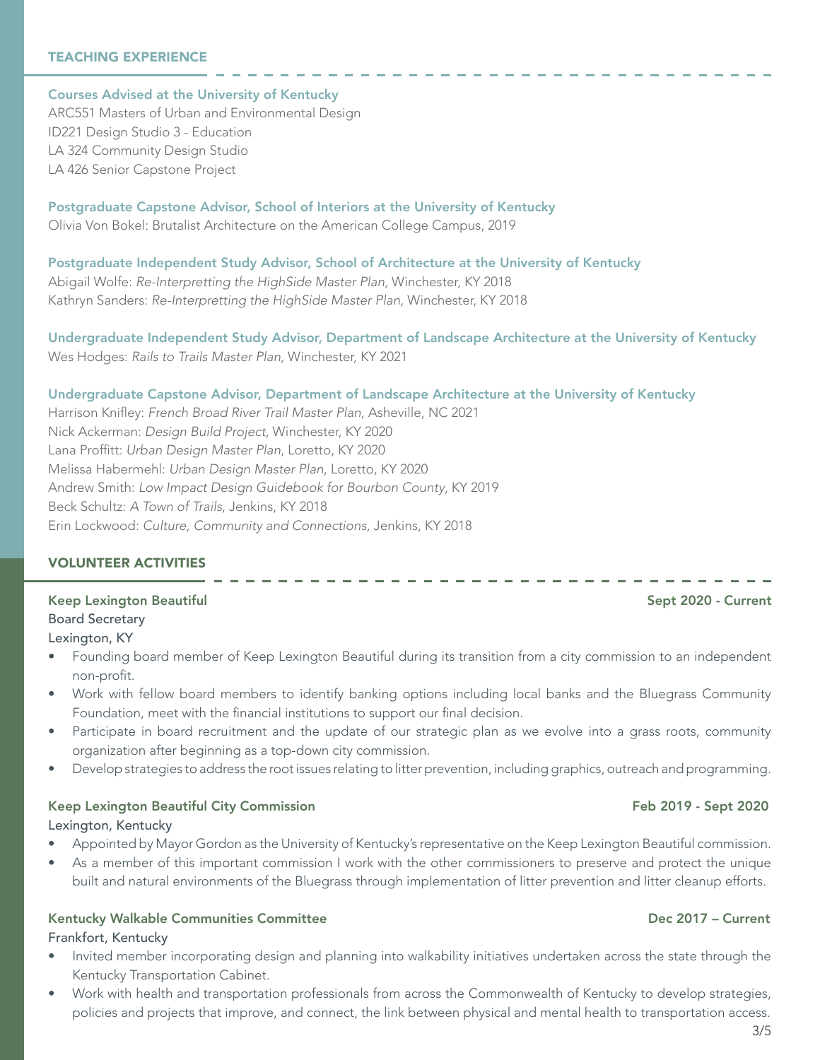## TEACHING EXPERIENCE

### Courses Advised at the University of Kentucky

ARC551 Masters of Urban and Environmental Design
ID221 Design Studio 3 - Education
LA 324 Community Design Studio
LA 426 Senior Capstone Project

### Postgraduate Capstone Advisor, School of Interiors at the University of Kentucky

Olivia Von Bokel: Brutalist Architecture on the American College Campus, 2019

### Postgraduate Independent Study Advisor, School of Architecture at the University of Kentucky

Abigail Wolfe: *Re-Interpretting the HighSide Master Plan,* Winchester, KY 2018
Kathryn Sanders: *Re-Interpretting the HighSide Master Plan,* Winchester, KY 2018

### Undergraduate Independent Study Advisor, Department of Landscape Architecture at the University of Kentucky

Wes Hodges: *Rails to Trails Master Plan,* Winchester, KY 2021

### Undergraduate Capstone Advisor, Department of Landscape Architecture at the University of Kentucky

Harrison Knifley: *French Broad River Trail Master Plan*, Asheville, NC 2021
Nick Ackerman: *Design Build Project*, Winchester, KY 2020
Lana Proffitt: *Urban Design Master Plan*, Loretto, KY 2020
Melissa Habermehl: *Urban Design Master Plan*, Loretto, KY 2020
Andrew Smith: *Low Impact Design Guidebook for Bourbon County*, KY 2019
Beck Schultz: *A Town of Trails*, Jenkins, KY 2018
Erin Lockwood: *Culture, Community and Connections*, Jenkins, KY 2018

## VOLUNTEER ACTIVITIES

### Keep Lexington Beautiful — Sept 2020 - Current

Board Secretary
Lexington, KY

- Founding board member of Keep Lexington Beautiful during its transition from a city commission to an independent non-profit.
- Work with fellow board members to identify banking options including local banks and the Bluegrass Community Foundation, meet with the financial institutions to support our final decision.
- Participate in board recruitment and the update of our strategic plan as we evolve into a grass roots, community organization after beginning as a top-down city commission.
- Develop strategies to address the root issues relating to litter prevention, including graphics, outreach and programming.

### Keep Lexington Beautiful City Commission — Feb 2019 - Sept 2020

Lexington, Kentucky

- Appointed by Mayor Gordon as the University of Kentucky's representative on the Keep Lexington Beautiful commission.
- As a member of this important commission I work with the other commissioners to preserve and protect the unique built and natural environments of the Bluegrass through implementation of litter prevention and litter cleanup efforts.

### Kentucky Walkable Communities Committee — Dec 2017 – Current

Frankfort, Kentucky

- Invited member incorporating design and planning into walkability initiatives undertaken across the state through the Kentucky Transportation Cabinet.
- Work with health and transportation professionals from across the Commonwealth of Kentucky to develop strategies, policies and projects that improve, and connect, the link between physical and mental health to transportation access.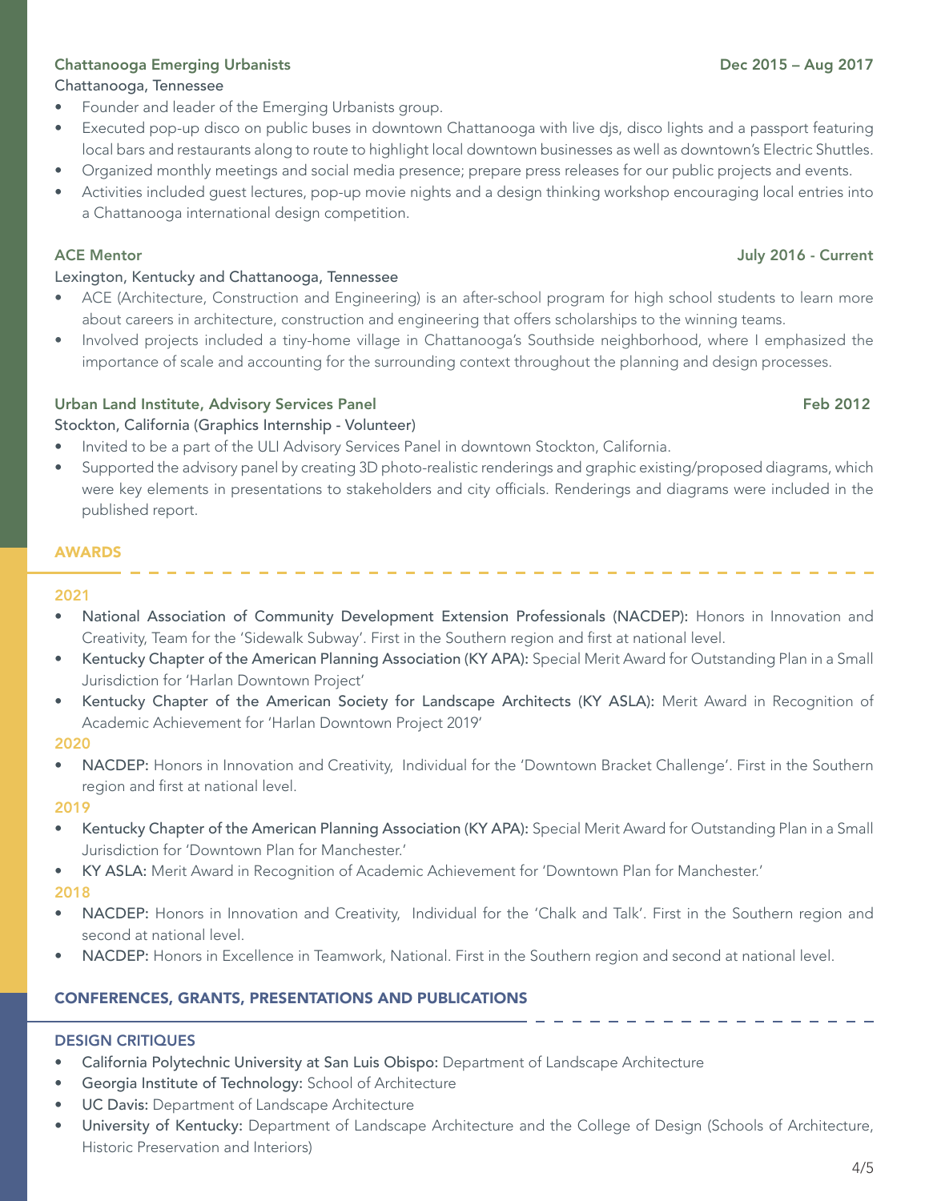**Chattanooga Emerging Urbanists** Dec 2015 – Aug 2017

Chattanooga, Tennessee

- Founder and leader of the Emerging Urbanists group.
- Executed pop-up disco on public buses in downtown Chattanooga with live djs, disco lights and a passport featuring local bars and restaurants along to route to highlight local downtown businesses as well as downtown's Electric Shuttles.
- Organized monthly meetings and social media presence; prepare press releases for our public projects and events.
- Activities included guest lectures, pop-up movie nights and a design thinking workshop encouraging local entries into a Chattanooga international design competition.

**ACE Mentor** July 2016 - Current

Lexington, Kentucky and Chattanooga, Tennessee

- ACE (Architecture, Construction and Engineering) is an after-school program for high school students to learn more about careers in architecture, construction and engineering that offers scholarships to the winning teams.
- Involved projects included a tiny-home village in Chattanooga's Southside neighborhood, where I emphasized the importance of scale and accounting for the surrounding context throughout the planning and design processes.

**Urban Land Institute, Advisory Services Panel** Feb 2012

Stockton, California (Graphics Internship - Volunteer)

- Invited to be a part of the ULI Advisory Services Panel in downtown Stockton, California.
- Supported the advisory panel by creating 3D photo-realistic renderings and graphic existing/proposed diagrams, which were key elements in presentations to stakeholders and city officials. Renderings and diagrams were included in the published report.

## AWARDS

**2021**

- **National Association of Community Development Extension Professionals (NACDEP):** Honors in Innovation and Creativity, Team for the 'Sidewalk Subway'. First in the Southern region and first at national level.
- **Kentucky Chapter of the American Planning Association (KY APA):** Special Merit Award for Outstanding Plan in a Small Jurisdiction for 'Harlan Downtown Project'
- **Kentucky Chapter of the American Society for Landscape Architects (KY ASLA):** Merit Award in Recognition of Academic Achievement for 'Harlan Downtown Project 2019'

**2020**

- **NACDEP:** Honors in Innovation and Creativity, Individual for the 'Downtown Bracket Challenge'. First in the Southern region and first at national level.

**2019**

- **Kentucky Chapter of the American Planning Association (KY APA):** Special Merit Award for Outstanding Plan in a Small Jurisdiction for 'Downtown Plan for Manchester.'
- **KY ASLA:** Merit Award in Recognition of Academic Achievement for 'Downtown Plan for Manchester.'

**2018**

- **NACDEP:** Honors in Innovation and Creativity, Individual for the 'Chalk and Talk'. First in the Southern region and second at national level.
- **NACDEP:** Honors in Excellence in Teamwork, National. First in the Southern region and second at national level.

## CONFERENCES, GRANTS, PRESENTATIONS AND PUBLICATIONS

### DESIGN CRITIQUES

- **California Polytechnic University at San Luis Obispo:** Department of Landscape Architecture
- **Georgia Institute of Technology:** School of Architecture
- **UC Davis:** Department of Landscape Architecture
- **University of Kentucky:** Department of Landscape Architecture and the College of Design (Schools of Architecture, Historic Preservation and Interiors)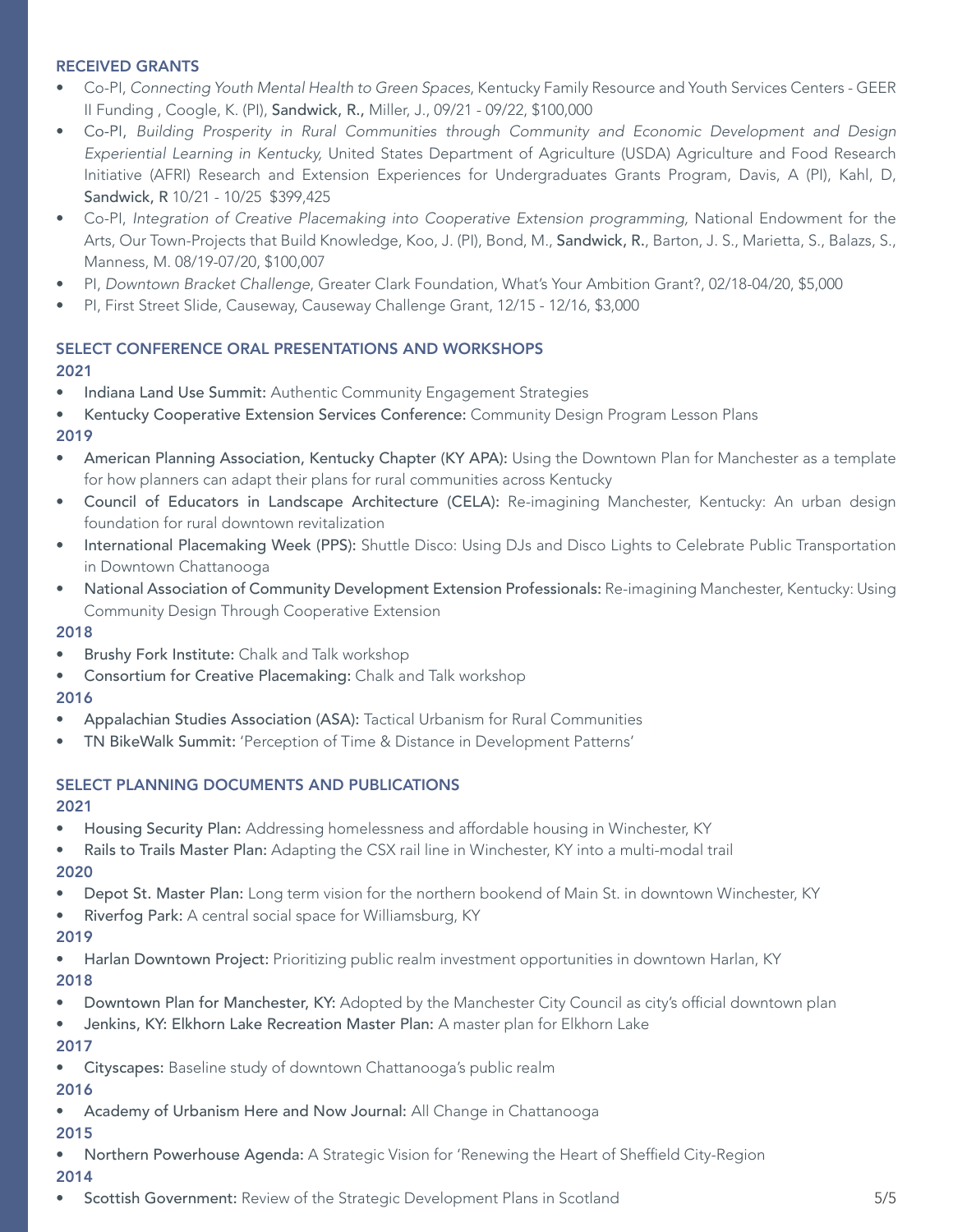## RECEIVED GRANTS

- Co-PI, *Connecting Youth Mental Health to Green Spaces*, Kentucky Family Resource and Youth Services Centers - GEER II Funding , Coogle, K. (PI), **Sandwick, R.,** Miller, J., 09/21 - 09/22, $100,000
- Co-PI, *Building Prosperity in Rural Communities through Community and Economic Development and Design Experiential Learning in Kentucky,* United States Department of Agriculture (USDA) Agriculture and Food Research Initiative (AFRI) Research and Extension Experiences for Undergraduates Grants Program, Davis, A (PI), Kahl, D, **Sandwick, R** 10/21 - 10/25 $399,425
- Co-PI, *Integration of Creative Placemaking into Cooperative Extension programming,* National Endowment for the Arts, Our Town-Projects that Build Knowledge, Koo, J. (PI), Bond, M., **Sandwick, R.**, Barton, J. S., Marietta, S., Balazs, S., Manness, M. 08/19-07/20, $100,007
- PI, *Downtown Bracket Challenge*, Greater Clark Foundation, What's Your Ambition Grant?, 02/18-04/20, $5,000
- PI, First Street Slide, Causeway, Causeway Challenge Grant, 12/15 - 12/16, $3,000

## SELECT CONFERENCE ORAL PRESENTATIONS AND WORKSHOPS

### 2021

- **Indiana Land Use Summit:** Authentic Community Engagement Strategies
- **Kentucky Cooperative Extension Services Conference:** Community Design Program Lesson Plans

### 2019

- **American Planning Association, Kentucky Chapter (KY APA):** Using the Downtown Plan for Manchester as a template for how planners can adapt their plans for rural communities across Kentucky
- **Council of Educators in Landscape Architecture (CELA):** Re-imagining Manchester, Kentucky: An urban design foundation for rural downtown revitalization
- **International Placemaking Week (PPS):** Shuttle Disco: Using DJs and Disco Lights to Celebrate Public Transportation in Downtown Chattanooga
- **National Association of Community Development Extension Professionals:** Re-imagining Manchester, Kentucky: Using Community Design Through Cooperative Extension

### 2018

- **Brushy Fork Institute:** Chalk and Talk workshop
- **Consortium for Creative Placemaking:** Chalk and Talk workshop

### 2016

- **Appalachian Studies Association (ASA):** Tactical Urbanism for Rural Communities
- **TN BikeWalk Summit:** 'Perception of Time & Distance in Development Patterns'

## SELECT PLANNING DOCUMENTS AND PUBLICATIONS

### 2021

- **Housing Security Plan:** Addressing homelessness and affordable housing in Winchester, KY
- **Rails to Trails Master Plan:** Adapting the CSX rail line in Winchester, KY into a multi-modal trail

### 2020

- **Depot St. Master Plan:** Long term vision for the northern bookend of Main St. in downtown Winchester, KY
- **Riverfog Park:** A central social space for Williamsburg, KY

### 2019

- **Harlan Downtown Project:** Prioritizing public realm investment opportunities in downtown Harlan, KY

### 2018

- **Downtown Plan for Manchester, KY:** Adopted by the Manchester City Council as city's official downtown plan
- **Jenkins, KY: Elkhorn Lake Recreation Master Plan:** A master plan for Elkhorn Lake

### 2017

- **Cityscapes:** Baseline study of downtown Chattanooga's public realm

### 2016

- **Academy of Urbanism Here and Now Journal:** All Change in Chattanooga

### 2015

- **Northern Powerhouse Agenda:** A Strategic Vision for 'Renewing the Heart of Sheffield City-Region

### 2014

- **Scottish Government:** Review of the Strategic Development Plans in Scotland